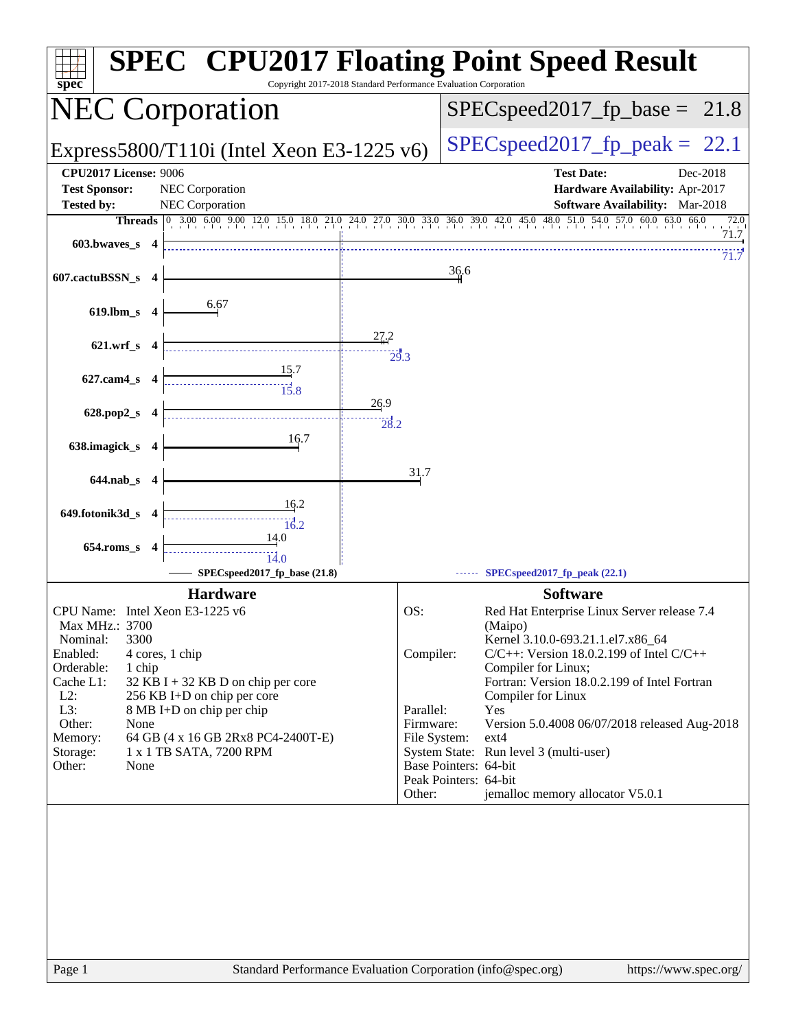# SPEC® CPU2017 Floating Point Speed Result

Copyright 2017-2018 Standard Performance Evaluation Corporation

## NEC Corporation

Express5800/T110i (Intel Xeon E3-1225 v6)

SPECspeed2017_fp_base = 21.8

SPECspeed2017_fp_peak = 22.1

**CPU2017 License:** 9006
**Test Sponsor:** NEC Corporation
**Tested by:** NEC Corporation

**Test Date:** Dec-2018
**Hardware Availability:** Apr-2017
**Software Availability:** Mar-2018

| Benchmark | Threads | Base | Peak |
|---|---|---|---|
| 603.bwaves_s | 4 | 71.7 | 71.7 |
| 607.cactuBSSN_s | 4 | 36.6 | |
| 619.lbm_s | 4 | 6.67 | |
| 621.wrf_s | 4 | 27.2 | 29.3 |
| 627.cam4_s | 4 | 15.7 | 15.8 |
| 628.pop2_s | 4 | 26.9 | 28.2 |
| 638.imagick_s | 4 | 16.7 | |
| 644.nab_s | 4 | 31.7 | |
| 649.fotonik3d_s | 4 | 16.2 | 16.2 |
| 654.roms_s | 4 | 14.0 | 14.0 |

SPECspeed2017_fp_base (21.8) — SPECspeed2017_fp_peak (22.1)

### Hardware

| | |
|---|---|
| CPU Name: | Intel Xeon E3-1225 v6 |
| Max MHz.: | 3700 |
| Nominal: | 3300 |
| Enabled: | 4 cores, 1 chip |
| Orderable: | 1 chip |
| Cache L1: | 32 KB I + 32 KB D on chip per core |
| L2: | 256 KB I+D on chip per core |
| L3: | 8 MB I+D on chip per chip |
| Other: | None |
| Memory: | 64 GB (4 x 16 GB 2Rx8 PC4-2400T-E) |
| Storage: | 1 x 1 TB SATA, 7200 RPM |
| Other: | None |

### Software

| | |
|---|---|
| OS: | Red Hat Enterprise Linux Server release 7.4 (Maipo) Kernel 3.10.0-693.21.1.el7.x86_64 |
| Compiler: | C/C++: Version 18.0.2.199 of Intel C/C++ Compiler for Linux; Fortran: Version 18.0.2.199 of Intel Fortran Compiler for Linux |
| Parallel: | Yes |
| Firmware: | Version 5.0.4008 06/07/2018 released Aug-2018 |
| File System: | ext4 |
| System State: | Run level 3 (multi-user) |
| Base Pointers: | 64-bit |
| Peak Pointers: | 64-bit |
| Other: | jemalloc memory allocator V5.0.1 |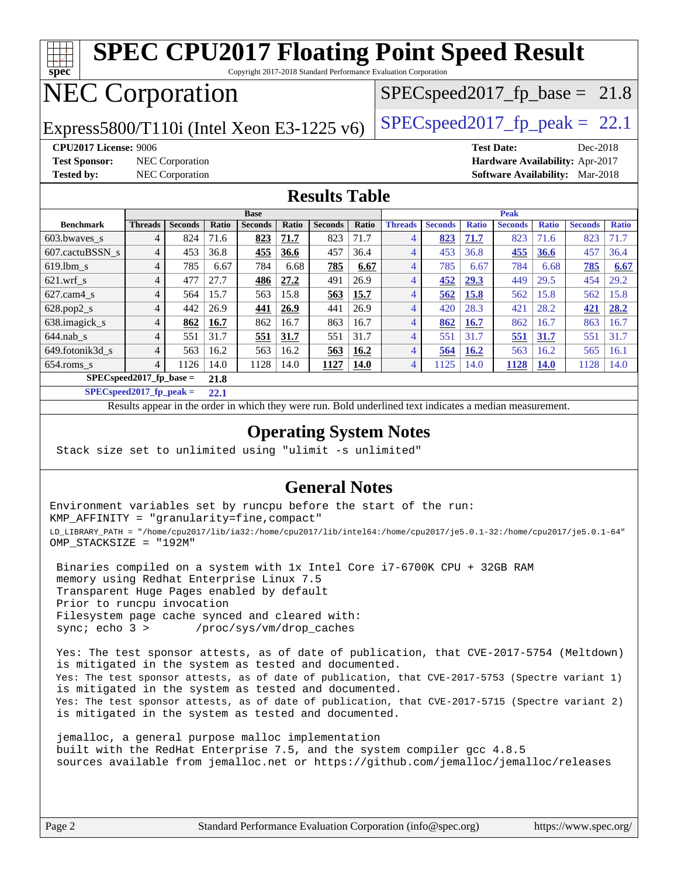# SPEC CPU2017 Floating Point Speed Result

Copyright 2017-2018 Standard Performance Evaluation Corporation

# NEC Corporation

Express5800/T110i (Intel Xeon E3-1225 v6)

SPECspeed2017_fp_base = 21.8

SPECspeed2017_fp_peak = 22.1

**CPU2017 License:** 9006
**Test Sponsor:** NEC Corporation
**Tested by:** NEC Corporation

**Test Date:** Dec-2018
**Hardware Availability:** Apr-2017
**Software Availability:** Mar-2018

## Results Table

| | Base | | | | | | | Peak | | | | | | |
|---|---|---|---|---|---|---|---|---|---|---|---|---|---|---|
| **Benchmark** | **Threads** | **Seconds** | **Ratio** | **Seconds** | **Ratio** | **Seconds** | **Ratio** | **Threads** | **Seconds** | **Ratio** | **Seconds** | **Ratio** | **Seconds** | **Ratio** |
| 603.bwaves_s | 4 | 824 | 71.6 | **823** | **71.7** | 823 | 71.7 | 4 | **823** | **71.7** | 823 | 71.6 | 823 | 71.7 |
| 607.cactuBSSN_s | 4 | 453 | 36.8 | **455** | **36.6** | 457 | 36.4 | 4 | 453 | 36.8 | **455** | **36.6** | 457 | 36.4 |
| 619.lbm_s | 4 | 785 | 6.67 | 784 | 6.68 | **785** | **6.67** | 4 | 785 | 6.67 | 784 | 6.68 | **785** | **6.67** |
| 621.wrf_s | 4 | 477 | 27.7 | **486** | **27.2** | 491 | 26.9 | 4 | **452** | **29.3** | 449 | 29.5 | 454 | 29.2 |
| 627.cam4_s | 4 | 564 | 15.7 | 563 | 15.8 | **563** | **15.7** | 4 | **562** | **15.8** | 562 | 15.8 | 562 | 15.8 |
| 628.pop2_s | 4 | 442 | 26.9 | **441** | **26.9** | 441 | 26.9 | 4 | 420 | 28.3 | 421 | 28.2 | **421** | **28.2** |
| 638.imagick_s | 4 | **862** | **16.7** | 862 | 16.7 | 863 | 16.7 | 4 | **862** | **16.7** | 862 | 16.7 | 863 | 16.7 |
| 644.nab_s | 4 | 551 | 31.7 | **551** | **31.7** | 551 | 31.7 | 4 | 551 | 31.7 | **551** | **31.7** | 551 | 31.7 |
| 649.fotonik3d_s | 4 | 563 | 16.2 | 563 | 16.2 | **563** | **16.2** | 4 | **564** | **16.2** | 563 | 16.2 | 565 | 16.1 |
| 654.roms_s | 4 | 1126 | 14.0 | 1128 | 14.0 | **1127** | **14.0** | 4 | 1125 | 14.0 | **1128** | **14.0** | 1128 | 14.0 |
| **SPECspeed2017_fp_base =** | **21.8** | | | | | | | | | | | | | |
| **SPECspeed2017_fp_peak =** | **22.1** | | | | | | | | | | | | | |

Results appear in the order in which they were run. Bold underlined text indicates a median measurement.

## Operating System Notes

```
Stack size set to unlimited using "ulimit -s unlimited"
```

## General Notes

```
Environment variables set by runcpu before the start of the run:
KMP_AFFINITY = "granularity=fine,compact"
LD_LIBRARY_PATH = "/home/cpu2017/lib/ia32:/home/cpu2017/lib/intel64:/home/cpu2017/je5.0.1-32:/home/cpu2017/je5.0.1-64"
OMP_STACKSIZE = "192M"

 Binaries compiled on a system with 1x Intel Core i7-6700K CPU + 32GB RAM
 memory using Redhat Enterprise Linux 7.5
 Transparent Huge Pages enabled by default
 Prior to runcpu invocation
 Filesystem page cache synced and cleared with:
 sync; echo 3 >       /proc/sys/vm/drop_caches

 Yes: The test sponsor attests, as of date of publication, that CVE-2017-5754 (Meltdown)
 is mitigated in the system as tested and documented.
 Yes: The test sponsor attests, as of date of publication, that CVE-2017-5753 (Spectre variant 1)
 is mitigated in the system as tested and documented.
 Yes: The test sponsor attests, as of date of publication, that CVE-2017-5715 (Spectre variant 2)
 is mitigated in the system as tested and documented.

 jemalloc, a general purpose malloc implementation
 built with the RedHat Enterprise 7.5, and the system compiler gcc 4.8.5
 sources available from jemalloc.net or https://github.com/jemalloc/jemalloc/releases
```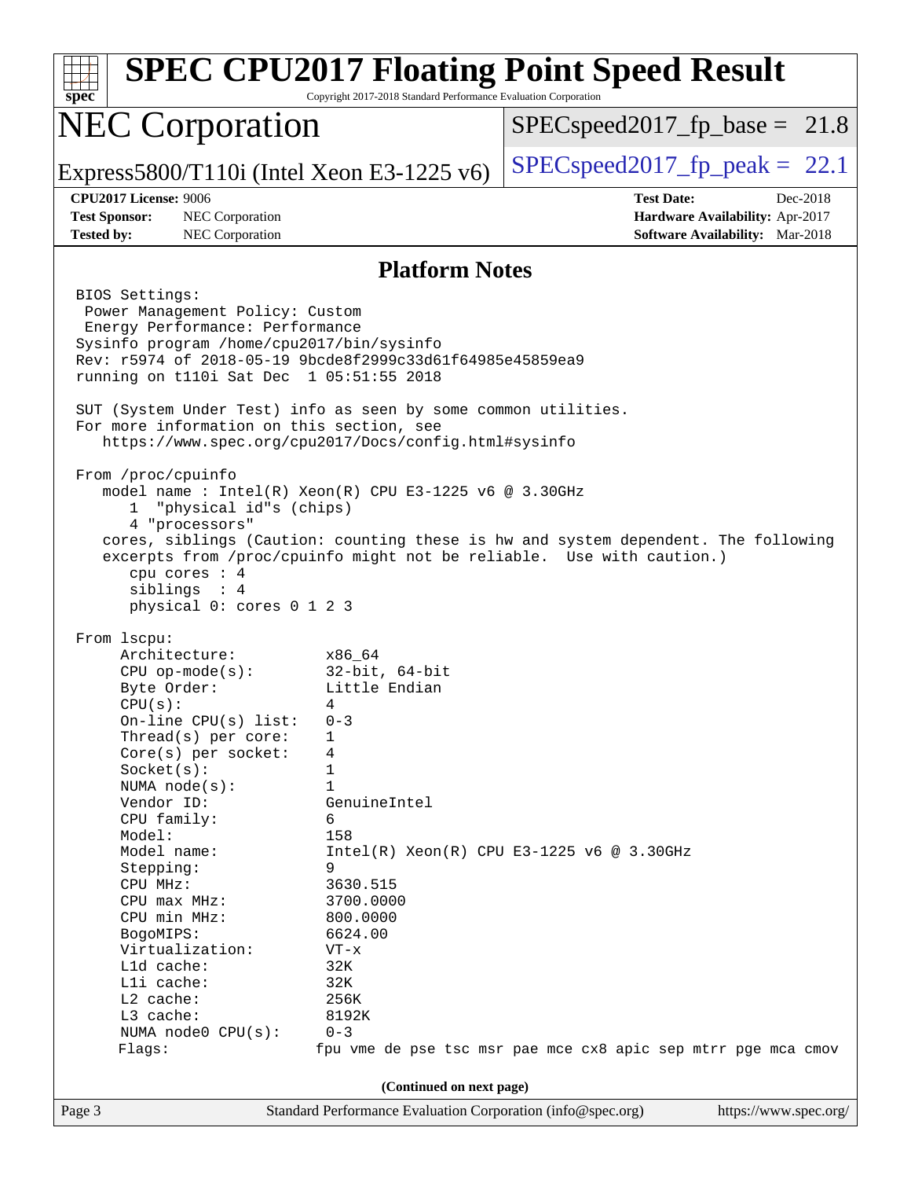# SPEC CPU2017 Floating Point Speed Result

Copyright 2017-2018 Standard Performance Evaluation Corporation

## NEC Corporation

Express5800/T110i (Intel Xeon E3-1225 v6)

SPECspeed2017_fp_base = 21.8

SPECspeed2017_fp_peak = 22.1

**CPU2017 License:** 9006
**Test Sponsor:** NEC Corporation
**Tested by:** NEC Corporation

**Test Date:** Dec-2018
**Hardware Availability:** Apr-2017
**Software Availability:** Mar-2018

### Platform Notes

```
BIOS Settings:
 Power Management Policy: Custom
 Energy Performance: Performance
Sysinfo program /home/cpu2017/bin/sysinfo
Rev: r5974 of 2018-05-19 9bcde8f2999c33d61f64985e45859ea9
running on t110i Sat Dec  1 05:51:55 2018

SUT (System Under Test) info as seen by some common utilities.
For more information on this section, see
   https://www.spec.org/cpu2017/Docs/config.html#sysinfo

From /proc/cpuinfo
   model name : Intel(R) Xeon(R) CPU E3-1225 v6 @ 3.30GHz
      1  "physical id"s (chips)
      4 "processors"
   cores, siblings (Caution: counting these is hw and system dependent. The following
   excerpts from /proc/cpuinfo might not be reliable.  Use with caution.)
      cpu cores : 4
      siblings  : 4
      physical 0: cores 0 1 2 3

From lscpu:
     Architecture:          x86_64
     CPU op-mode(s):        32-bit, 64-bit
     Byte Order:            Little Endian
     CPU(s):                4
     On-line CPU(s) list:   0-3
     Thread(s) per core:    1
     Core(s) per socket:    4
     Socket(s):             1
     NUMA node(s):          1
     Vendor ID:             GenuineIntel
     CPU family:            6
     Model:                 158
     Model name:            Intel(R) Xeon(R) CPU E3-1225 v6 @ 3.30GHz
     Stepping:              9
     CPU MHz:               3630.515
     CPU max MHz:           3700.0000
     CPU min MHz:           800.0000
     BogoMIPS:              6624.00
     Virtualization:        VT-x
     L1d cache:             32K
     L1i cache:             32K
     L2 cache:              256K
     L3 cache:              8192K
     NUMA node0 CPU(s):     0-3
     Flags:                fpu vme de pse tsc msr pae mce cx8 apic sep mtrr pge mca cmov
```

(Continued on next page)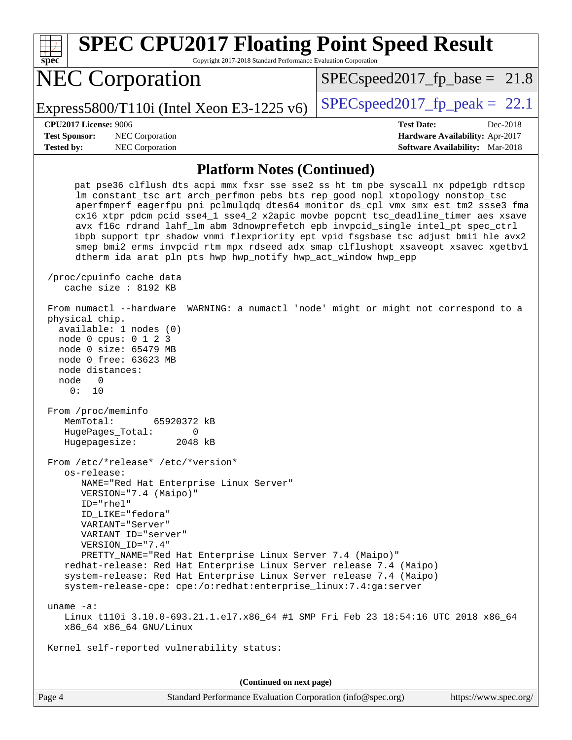## Platform Notes (Continued)

```
    pat pse36 clflush dts acpi mmx fxsr sse sse2 ss ht tm pbe syscall nx pdpe1gb rdtscp
    lm constant_tsc art arch_perfmon pebs bts rep_good nopl xtopology nonstop_tsc
    aperfmperf eagerfpu pni pclmulqdq dtes64 monitor ds_cpl vmx smx est tm2 ssse3 fma
    cx16 xtpr pdcm pcid sse4_1 sse4_2 x2apic movbe popcnt tsc_deadline_timer aes xsave
    avx f16c rdrand lahf_lm abm 3dnowprefetch epb invpcid_single intel_pt spec_ctrl
    ibpb_support tpr_shadow vnmi flexpriority ept vpid fsgsbase tsc_adjust bmi1 hle avx2
    smep bmi2 erms invpcid rtm mpx rdseed adx smap clflushopt xsaveopt xsavec xgetbv1
    dtherm ida arat pln pts hwp hwp_notify hwp_act_window hwp_epp

/proc/cpuinfo cache data
   cache size : 8192 KB

From numactl --hardware  WARNING: a numactl 'node' might or might not correspond to a
physical chip.
  available: 1 nodes (0)
  node 0 cpus: 0 1 2 3
  node 0 size: 65479 MB
  node 0 free: 63623 MB
  node distances:
  node   0
    0:  10

From /proc/meminfo
   MemTotal:       65920372 kB
   HugePages_Total:       0
   Hugepagesize:       2048 kB

From /etc/*release* /etc/*version*
   os-release:
      NAME="Red Hat Enterprise Linux Server"
      VERSION="7.4 (Maipo)"
      ID="rhel"
      ID_LIKE="fedora"
      VARIANT="Server"
      VARIANT_ID="server"
      VERSION_ID="7.4"
      PRETTY_NAME="Red Hat Enterprise Linux Server 7.4 (Maipo)"
   redhat-release: Red Hat Enterprise Linux Server release 7.4 (Maipo)
   system-release: Red Hat Enterprise Linux Server release 7.4 (Maipo)
   system-release-cpe: cpe:/o:redhat:enterprise_linux:7.4:ga:server

uname -a:
   Linux t110i 3.10.0-693.21.1.el7.x86_64 #1 SMP Fri Feb 23 18:54:16 UTC 2018 x86_64
   x86_64 x86_64 GNU/Linux

Kernel self-reported vulnerability status:
```

**(Continued on next page)**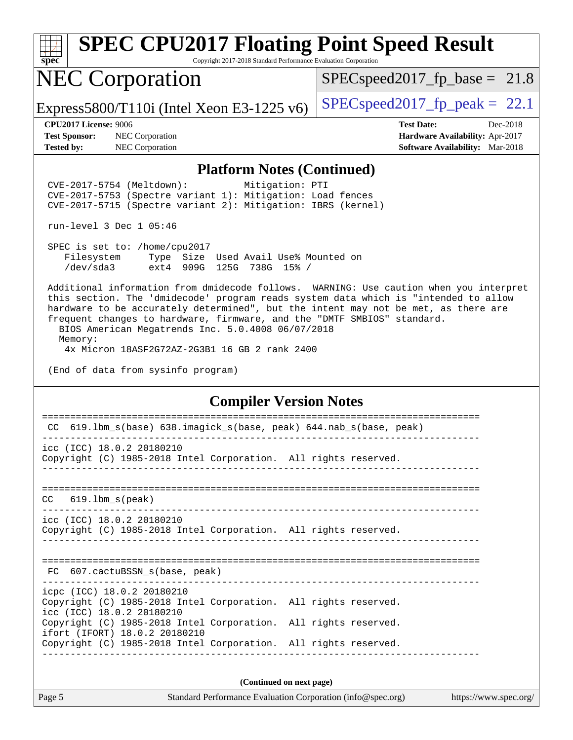# SPEC CPU2017 Floating Point Speed Result

Copyright 2017-2018 Standard Performance Evaluation Corporation

## NEC Corporation

Express5800/T110i (Intel Xeon E3-1225 v6)

SPECspeed2017_fp_base = 21.8

SPECspeed2017_fp_peak = 22.1

**CPU2017 License:** 9006
**Test Sponsor:** NEC Corporation
**Tested by:** NEC Corporation

**Test Date:** Dec-2018
**Hardware Availability:** Apr-2017
**Software Availability:** Mar-2018

### Platform Notes (Continued)

```
CVE-2017-5754 (Meltdown):          Mitigation: PTI
CVE-2017-5753 (Spectre variant 1): Mitigation: Load fences
CVE-2017-5715 (Spectre variant 2): Mitigation: IBRS (kernel)

run-level 3 Dec 1 05:46

SPEC is set to: /home/cpu2017
   Filesystem     Type  Size  Used Avail Use% Mounted on
   /dev/sda3      ext4  909G  125G  738G  15% /

Additional information from dmidecode follows.  WARNING: Use caution when you interpret
this section. The 'dmidecode' program reads system data which is "intended to allow
hardware to be accurately determined", but the intent may not be met, as there are
frequent changes to hardware, firmware, and the "DMTF SMBIOS" standard.
  BIOS American Megatrends Inc. 5.0.4008 06/07/2018
  Memory:
    4x Micron 18ASF2G72AZ-2G3B1 16 GB 2 rank 2400

(End of data from sysinfo program)
```

### Compiler Version Notes

```
==============================================================================
 CC  619.lbm_s(base) 638.imagick_s(base, peak) 644.nab_s(base, peak)
------------------------------------------------------------------------------
icc (ICC) 18.0.2 20180210
Copyright (C) 1985-2018 Intel Corporation.  All rights reserved.
------------------------------------------------------------------------------

==============================================================================
CC   619.lbm_s(peak)
------------------------------------------------------------------------------
icc (ICC) 18.0.2 20180210
Copyright (C) 1985-2018 Intel Corporation.  All rights reserved.
------------------------------------------------------------------------------

==============================================================================
 FC  607.cactuBSSN_s(base, peak)
------------------------------------------------------------------------------
icpc (ICC) 18.0.2 20180210
Copyright (C) 1985-2018 Intel Corporation.  All rights reserved.
icc (ICC) 18.0.2 20180210
Copyright (C) 1985-2018 Intel Corporation.  All rights reserved.
ifort (IFORT) 18.0.2 20180210
Copyright (C) 1985-2018 Intel Corporation.  All rights reserved.
------------------------------------------------------------------------------
```

**(Continued on next page)**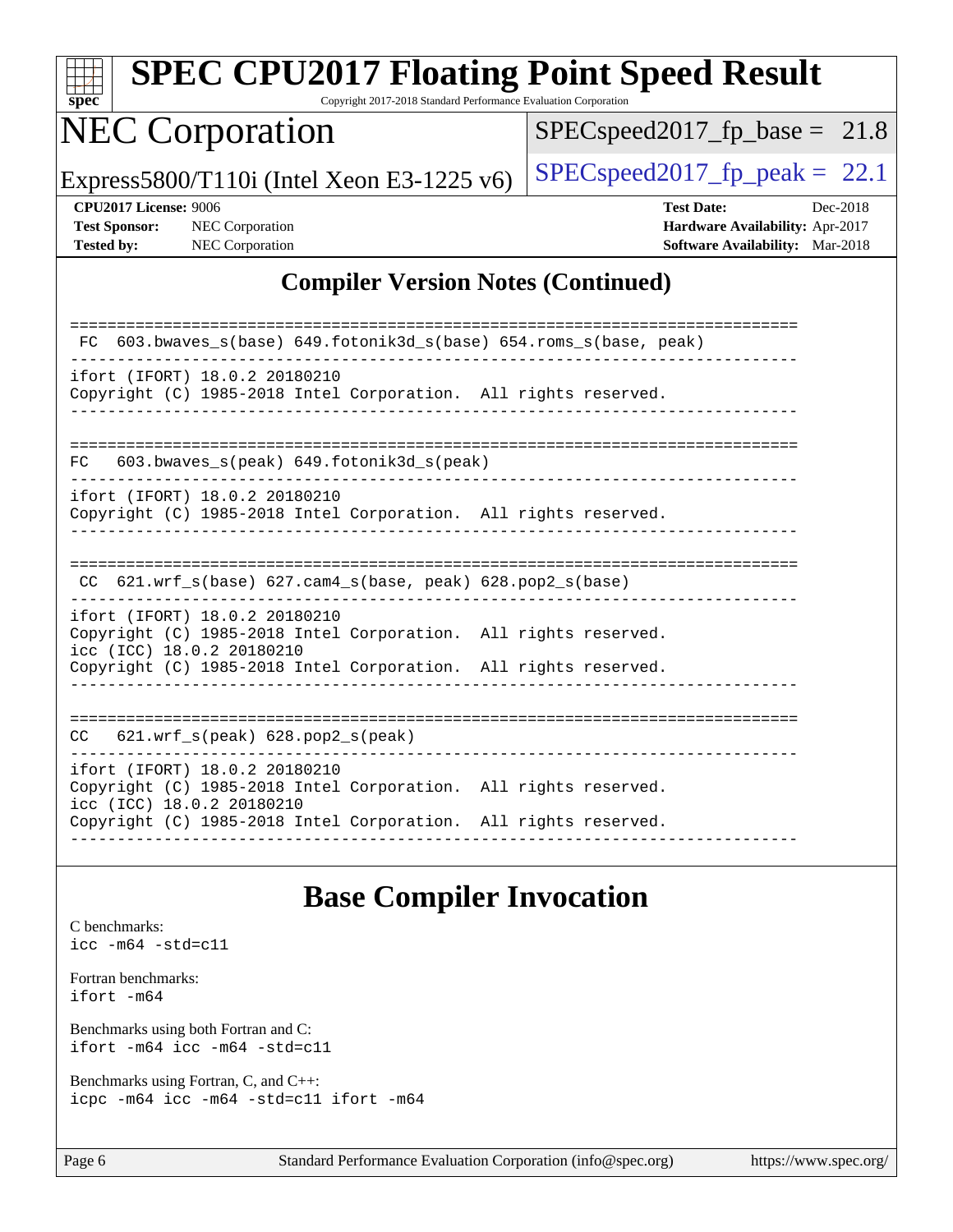## Compiler Version Notes (Continued)

```
==============================================================================
 FC  603.bwaves_s(base) 649.fotonik3d_s(base) 654.roms_s(base, peak)
------------------------------------------------------------------------------
ifort (IFORT) 18.0.2 20180210
Copyright (C) 1985-2018 Intel Corporation.  All rights reserved.
------------------------------------------------------------------------------

==============================================================================
FC   603.bwaves_s(peak) 649.fotonik3d_s(peak)
------------------------------------------------------------------------------
ifort (IFORT) 18.0.2 20180210
Copyright (C) 1985-2018 Intel Corporation.  All rights reserved.
------------------------------------------------------------------------------

==============================================================================
 CC  621.wrf_s(base) 627.cam4_s(base, peak) 628.pop2_s(base)
------------------------------------------------------------------------------
ifort (IFORT) 18.0.2 20180210
Copyright (C) 1985-2018 Intel Corporation.  All rights reserved.
icc (ICC) 18.0.2 20180210
Copyright (C) 1985-2018 Intel Corporation.  All rights reserved.
------------------------------------------------------------------------------

==============================================================================
CC   621.wrf_s(peak) 628.pop2_s(peak)
------------------------------------------------------------------------------
ifort (IFORT) 18.0.2 20180210
Copyright (C) 1985-2018 Intel Corporation.  All rights reserved.
icc (ICC) 18.0.2 20180210
Copyright (C) 1985-2018 Intel Corporation.  All rights reserved.
------------------------------------------------------------------------------
```

## Base Compiler Invocation

C benchmarks:
`icc -m64 -std=c11`

Fortran benchmarks:
`ifort -m64`

Benchmarks using both Fortran and C:
`ifort -m64 icc -m64 -std=c11`

Benchmarks using Fortran, C, and C++:
`icpc -m64 icc -m64 -std=c11 ifort -m64`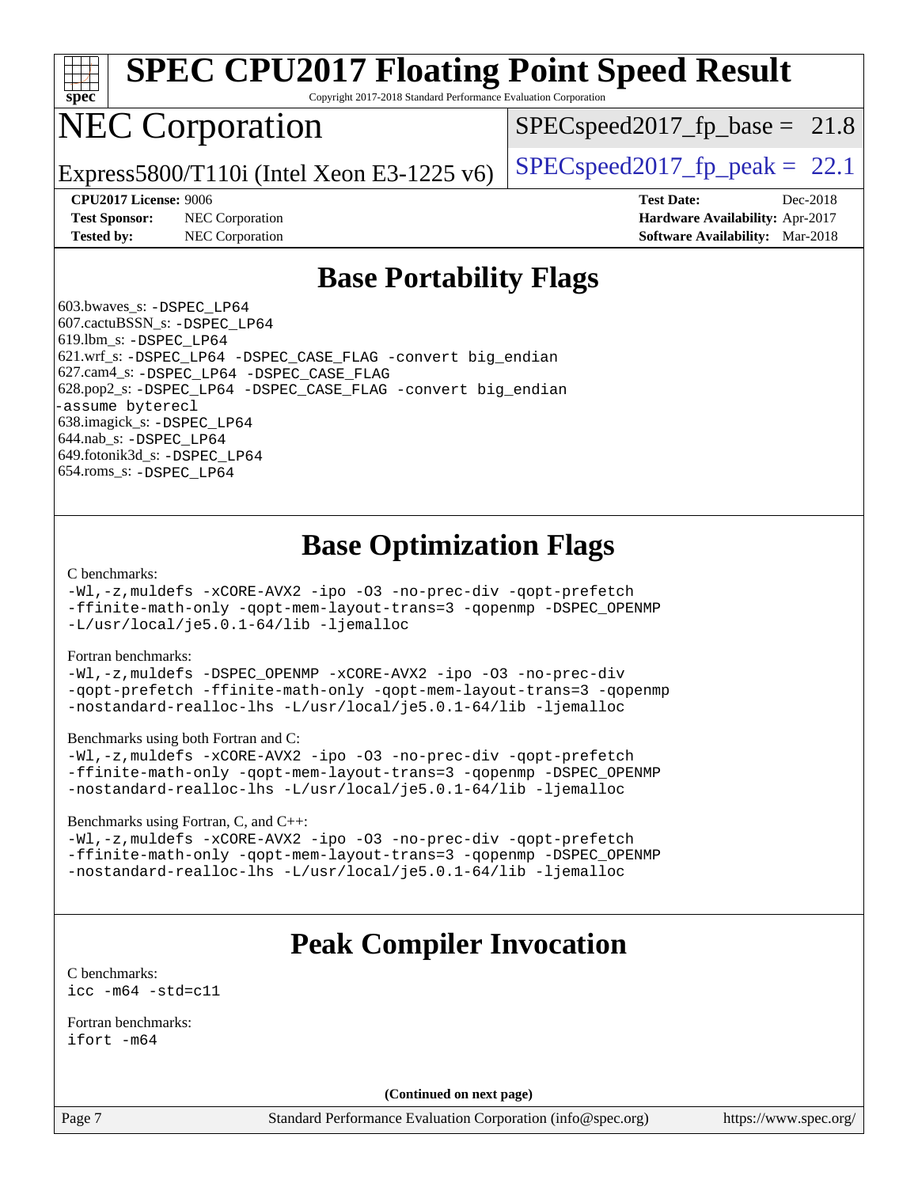# SPEC CPU2017 Floating Point Speed Result

Copyright 2017-2018 Standard Performance Evaluation Corporation

# NEC Corporation

Express5800/T110i (Intel Xeon E3-1225 v6)

SPECspeed2017_fp_base = 21.8

SPECspeed2017_fp_peak = 22.1

**CPU2017 License:** 9006
**Test Sponsor:** NEC Corporation
**Tested by:** NEC Corporation

**Test Date:** Dec-2018
**Hardware Availability:** Apr-2017
**Software Availability:** Mar-2018

## Base Portability Flags

603.bwaves_s: `-DSPEC_LP64`
607.cactuBSSN_s: `-DSPEC_LP64`
619.lbm_s: `-DSPEC_LP64`
621.wrf_s: `-DSPEC_LP64 -DSPEC_CASE_FLAG -convert big_endian`
627.cam4_s: `-DSPEC_LP64 -DSPEC_CASE_FLAG`
628.pop2_s: `-DSPEC_LP64 -DSPEC_CASE_FLAG -convert big_endian -assume byterecl`
638.imagick_s: `-DSPEC_LP64`
644.nab_s: `-DSPEC_LP64`
649.fotonik3d_s: `-DSPEC_LP64`
654.roms_s: `-DSPEC_LP64`

## Base Optimization Flags

C benchmarks:

```
-Wl,-z,muldefs -xCORE-AVX2 -ipo -O3 -no-prec-div -qopt-prefetch
-ffinite-math-only -qopt-mem-layout-trans=3 -qopenmp -DSPEC_OPENMP
-L/usr/local/je5.0.1-64/lib -ljemalloc
```

Fortran benchmarks:

```
-Wl,-z,muldefs -DSPEC_OPENMP -xCORE-AVX2 -ipo -O3 -no-prec-div
-qopt-prefetch -ffinite-math-only -qopt-mem-layout-trans=3 -qopenmp
-nostandard-realloc-lhs -L/usr/local/je5.0.1-64/lib -ljemalloc
```

Benchmarks using both Fortran and C:

```
-Wl,-z,muldefs -xCORE-AVX2 -ipo -O3 -no-prec-div -qopt-prefetch
-ffinite-math-only -qopt-mem-layout-trans=3 -qopenmp -DSPEC_OPENMP
-nostandard-realloc-lhs -L/usr/local/je5.0.1-64/lib -ljemalloc
```

Benchmarks using Fortran, C, and C++:

```
-Wl,-z,muldefs -xCORE-AVX2 -ipo -O3 -no-prec-div -qopt-prefetch
-ffinite-math-only -qopt-mem-layout-trans=3 -qopenmp -DSPEC_OPENMP
-nostandard-realloc-lhs -L/usr/local/je5.0.1-64/lib -ljemalloc
```

## Peak Compiler Invocation

C benchmarks:

```
icc -m64 -std=c11
```

Fortran benchmarks:

```
ifort -m64
```

**(Continued on next page)**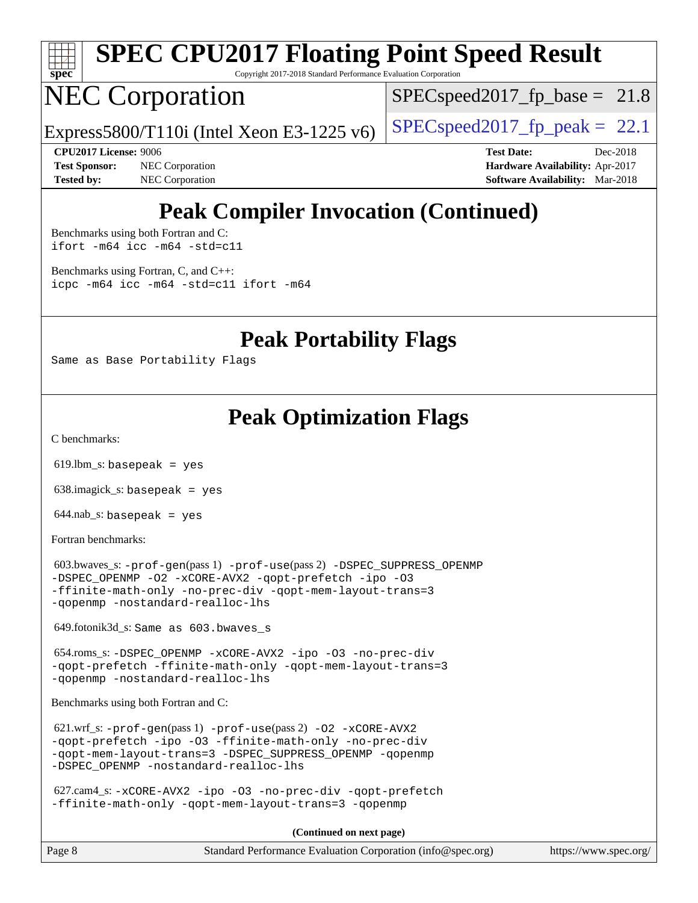# Peak Compiler Invocation (Continued)

Benchmarks using both Fortran and C:
```
ifort -m64 icc -m64 -std=c11
```

Benchmarks using Fortran, C, and C++:
```
icpc -m64 icc -m64 -std=c11 ifort -m64
```

# Peak Portability Flags

Same as Base Portability Flags

# Peak Optimization Flags

C benchmarks:

619.lbm_s: basepeak = yes

638.imagick_s: basepeak = yes

644.nab_s: basepeak = yes

Fortran benchmarks:

603.bwaves_s: -prof-gen(pass 1) -prof-use(pass 2) -DSPEC_SUPPRESS_OPENMP -DSPEC_OPENMP -O2 -xCORE-AVX2 -qopt-prefetch -ipo -O3 -ffinite-math-only -no-prec-div -qopt-mem-layout-trans=3 -qopenmp -nostandard-realloc-lhs

649.fotonik3d_s: Same as 603.bwaves_s

654.roms_s: -DSPEC_OPENMP -xCORE-AVX2 -ipo -O3 -no-prec-div -qopt-prefetch -ffinite-math-only -qopt-mem-layout-trans=3 -qopenmp -nostandard-realloc-lhs

Benchmarks using both Fortran and C:

621.wrf_s: -prof-gen(pass 1) -prof-use(pass 2) -O2 -xCORE-AVX2 -qopt-prefetch -ipo -O3 -ffinite-math-only -no-prec-div -qopt-mem-layout-trans=3 -DSPEC_SUPPRESS_OPENMP -qopenmp -DSPEC_OPENMP -nostandard-realloc-lhs

627.cam4_s: -xCORE-AVX2 -ipo -O3 -no-prec-div -qopt-prefetch -ffinite-math-only -qopt-mem-layout-trans=3 -qopenmp

**(Continued on next page)**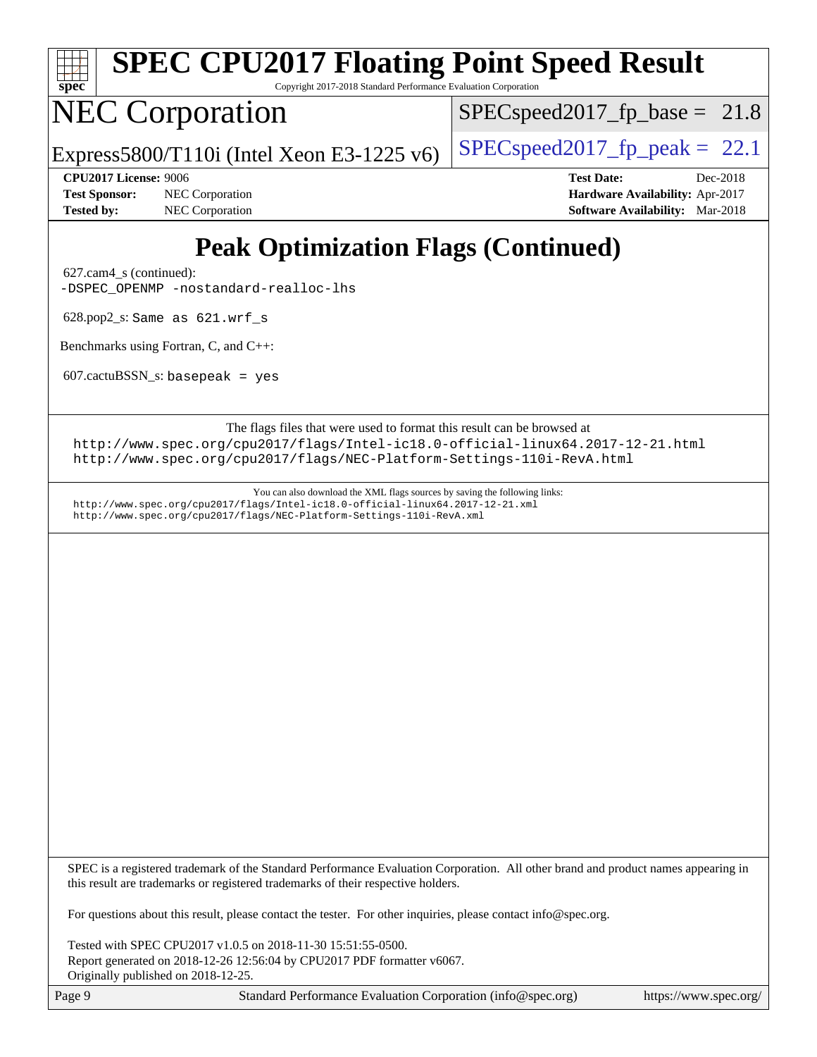# Peak Optimization Flags (Continued)

627.cam4_s (continued):
-DSPEC_OPENMP -nostandard-realloc-lhs

628.pop2_s: Same as 621.wrf_s

Benchmarks using Fortran, C, and C++:

607.cactuBSSN_s: basepeak = yes

The flags files that were used to format this result can be browsed at
http://www.spec.org/cpu2017/flags/Intel-ic18.0-official-linux64.2017-12-21.html
http://www.spec.org/cpu2017/flags/NEC-Platform-Settings-110i-RevA.html

You can also download the XML flags sources by saving the following links:
http://www.spec.org/cpu2017/flags/Intel-ic18.0-official-linux64.2017-12-21.xml
http://www.spec.org/cpu2017/flags/NEC-Platform-Settings-110i-RevA.xml

SPEC is a registered trademark of the Standard Performance Evaluation Corporation. All other brand and product names appearing in this result are trademarks or registered trademarks of their respective holders.

For questions about this result, please contact the tester. For other inquiries, please contact info@spec.org.

Tested with SPEC CPU2017 v1.0.5 on 2018-11-30 15:51:55-0500.
Report generated on 2018-12-26 12:56:04 by CPU2017 PDF formatter v6067.
Originally published on 2018-12-25.